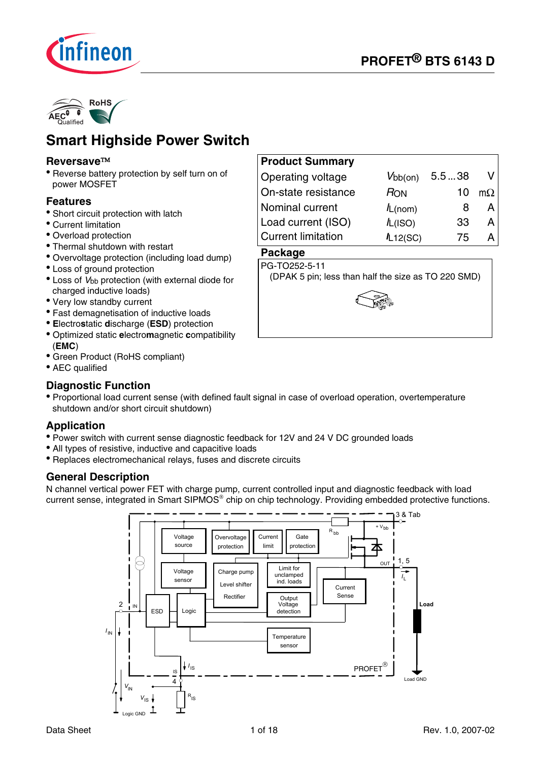# Smart Highside Power Switch

## Reversave™

- Reverse battery protection by self turn on of power MOSFET

## Features

- Short circuit protection with latch
- Current limitation
- Overload protection
- Thermal shutdown with restart
- Overvoltage protection (including load dump)
- Loss of ground protection
- Loss of $V_{bb}$ protection (with external diode for charged inductive loads)
- Very low standby current
- Fast demagnetisation of inductive loads
- **E**lectro**s**tatic **d**ischarge (**ESD**) protection
- Optimized static **e**lectro**m**agnetic **c**ompatibility (**EMC**)
- Green Product (RoHS compliant)
- AEC qualified

| Product Summary | | | |
|---|---|---|---|
| Operating voltage | $V_{bb(on)}$ | 5.5 ... 38 | V |
| On-state resistance | $R_{ON}$ | 10 | mΩ |
| Nominal current | $I_{L(nom)}$ | 8 | A |
| Load current (ISO) | $I_{L(ISO)}$ | 33 | A |
| Current limitation | $I_{L12(SC)}$ | 75 | A |

**Package**

PG-TO252-5-11
(DPAK 5 pin; less than half the size as TO 220 SMD)

## Diagnostic Function

- Proportional load current sense (with defined fault signal in case of overload operation, overtemperature shutdown and/or short circuit shutdown)

## Application

- Power switch with current sense diagnostic feedback for 12V and 24 V DC grounded loads
- All types of resistive, inductive and capacitive loads
- Replaces electromechanical relays, fuses and discrete circuits

## General Description

N channel vertical power FET with charge pump, current controlled input and diagnostic feedback with load current sense, integrated in Smart SIPMOS® chip on chip technology. Providing embedded protective functions.

3 & Tab
$R_{bb}$
$+V_{bb}$
Voltage source
Overvoltage protection
Current limit
Gate protection
Voltage sensor
Charge pump
Level shifter
Rectifier
Limit for unclamped ind. loads
OUT
1, 5
$I_L$
2
IN
ESD
Logic
Output Voltage detection
Current Sense
Load
$I_{IN}$
Temperature sensor
IS
$I_{IS}$
PROFET®
Load GND
4
$V_{IN}$
$V_{IS}$
$R_{IS}$
Logic GND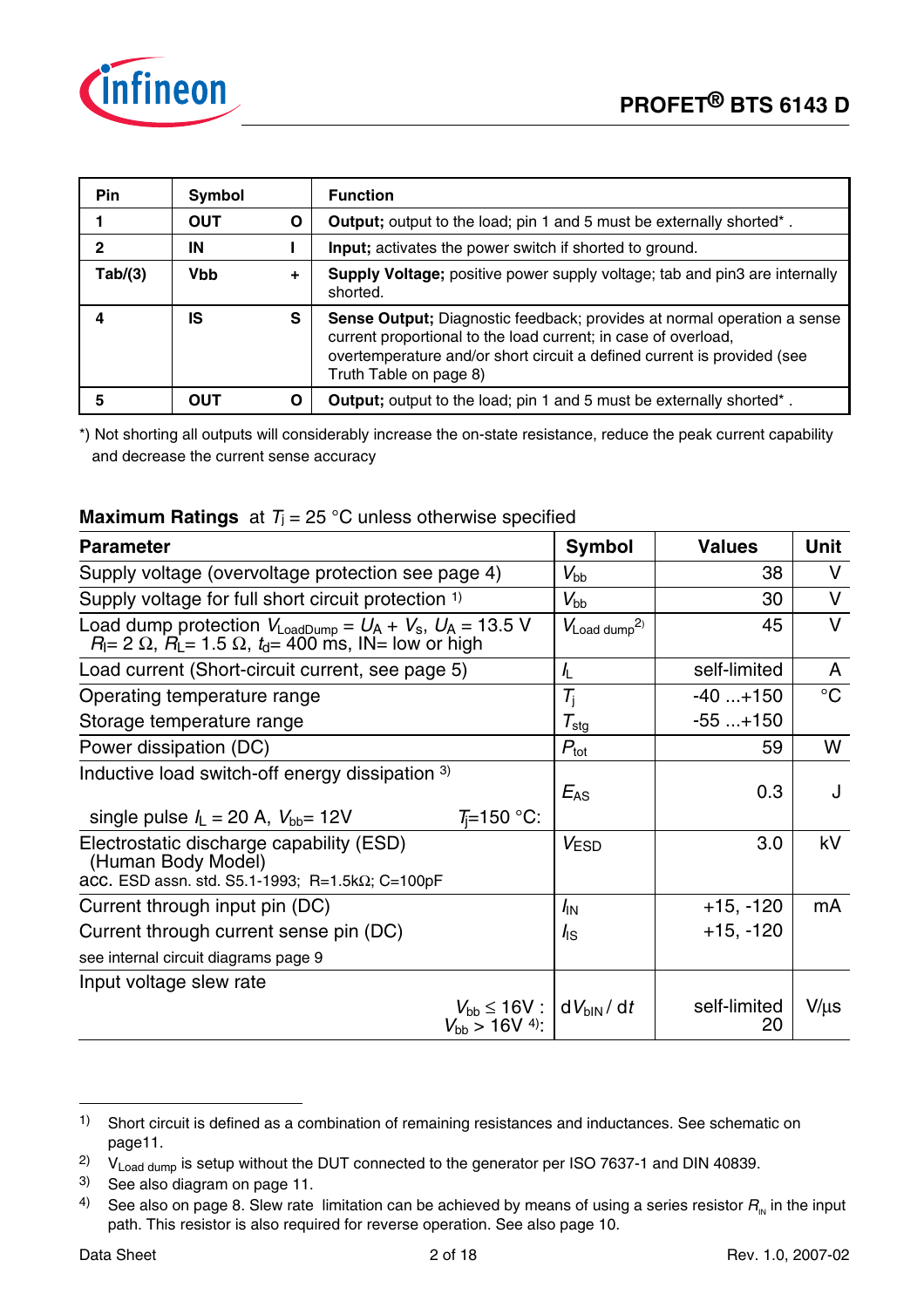| Pin | Symbol | | Function |
|---|---|---|---|
| 1 | OUT | O | **Output;** output to the load; pin 1 and 5 must be externally shorted* . |
| 2 | IN | I | **Input;** activates the power switch if shorted to ground. |
| Tab/(3) | Vbb | + | **Supply Voltage;** positive power supply voltage; tab and pin3 are internally shorted. |
| 4 | IS | S | **Sense Output;** Diagnostic feedback; provides at normal operation a sense current proportional to the load current; in case of overload, overtemperature and/or short circuit a defined current is provided (see Truth Table on page 8) |
| 5 | OUT | O | **Output;** output to the load; pin 1 and 5 must be externally shorted* . |

*) Not shorting all outputs will considerably increase the on-state resistance, reduce the peak current capability and decrease the current sense accuracy

**Maximum Ratings** at $T_j$ = 25 °C unless otherwise specified

| Parameter | Symbol | Values | Unit |
|---|---|---|---|
| Supply voltage (overvoltage protection see page 4) | $V_{bb}$ | 38 | V |
| Supply voltage for full short circuit protection [1] | $V_{bb}$ | 30 | V |
| Load dump protection $V_{LoadDump} = U_A + V_s$, $U_A$ = 13.5 V $R_I$= 2 Ω, $R_L$= 1.5 Ω, $t_d$= 400 ms, IN= low or high | $V_{Load\ dump}$[2] | 45 | V |
| Load current (Short-circuit current, see page 5) | $I_L$ | self-limited | A |
| Operating temperature range<br>Storage temperature range | $T_j$<br>$T_{stg}$ | -40 ...+150<br>-55 ...+150 | °C |
| Power dissipation (DC) | $P_{tot}$ | 59 | W |
| Inductive load switch-off energy dissipation [3]<br>single pulse $I_L$ = 20 A, $V_{bb}$= 12V $T_j$=150 °C: | $E_{AS}$ | 0.3 | J |
| Electrostatic discharge capability (ESD) (Human Body Model)<br>acc. ESD assn. std. S5.1-1993; R=1.5kΩ; C=100pF | $V_{ESD}$ | 3.0 | kV |
| Current through input pin (DC)<br>Current through current sense pin (DC)<br>see internal circuit diagrams page 9 | $I_{IN}$<br>$I_{IS}$ | +15, -120<br>+15, -120 | mA |
| Input voltage slew rate<br>$V_{bb} \le$ 16V :<br>$V_{bb}$ > 16V [4]: | $dV_{bIN}/dt$ | self-limited<br>20 | V/µs |

1) Short circuit is defined as a combination of remaining resistances and inductances. See schematic on page11.

2) $V_{Load\ dump}$ is setup without the DUT connected to the generator per ISO 7637-1 and DIN 40839.

3) See also diagram on page 11.

4) See also on page 8. Slew rate limitation can be achieved by means of using a series resistor $R_{IN}$ in the input path. This resistor is also required for reverse operation. See also page 10.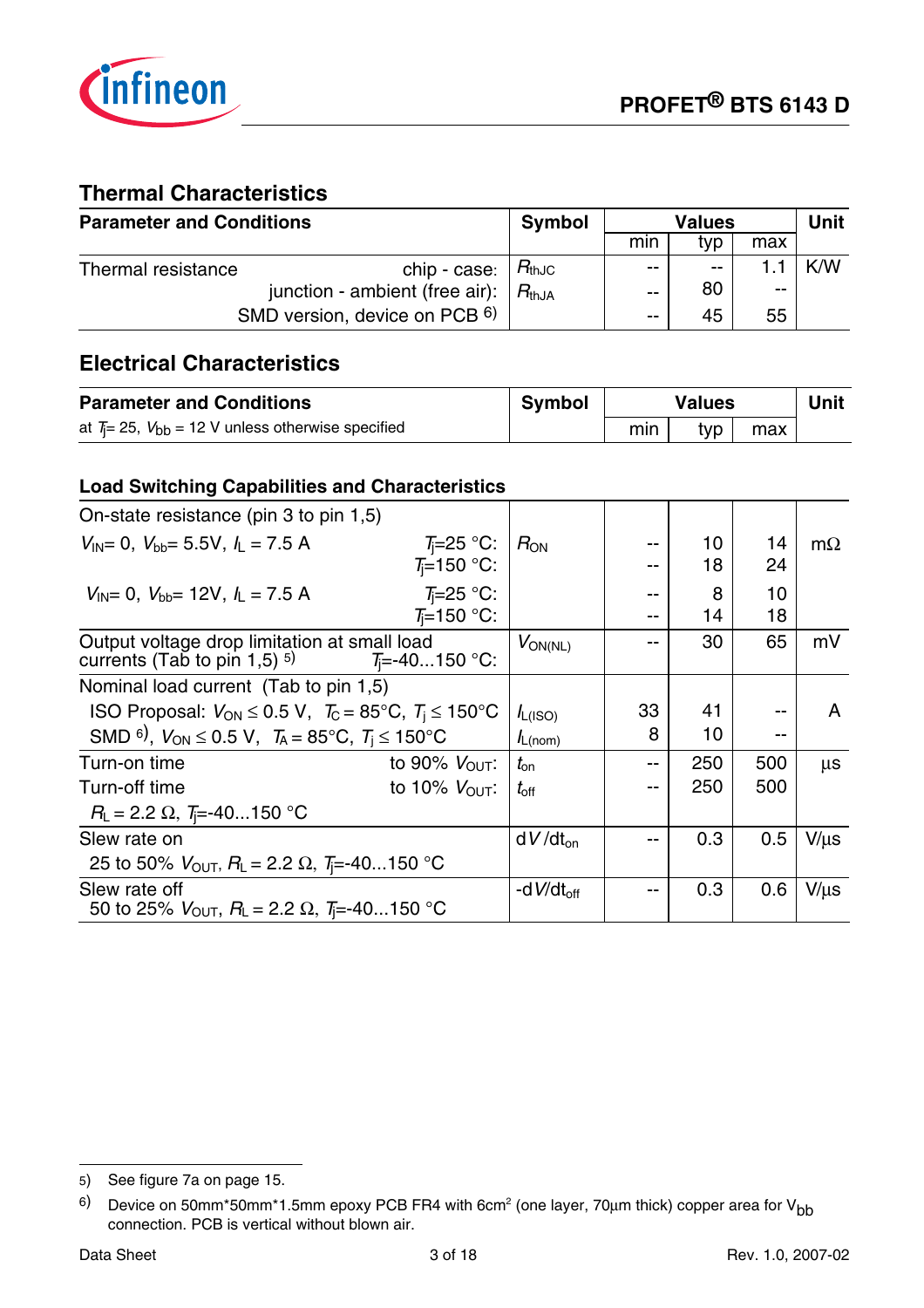## Thermal Characteristics

| Parameter and Conditions | | Symbol | Values | | | Unit |
|---|---|---|---|---|---|---|
| | | | min | typ | max | |
| Thermal resistance | chip - case: | $R_{thJC}$ | -- | -- | 1.1 | K/W |
| | junction - ambient (free air): | $R_{thJA}$ | -- | 80 | -- | |
| | SMD version, device on PCB [6)] | | -- | 45 | 55 | |

## Electrical Characteristics

| Parameter and Conditions<br>at $T_j$= 25, $V_{bb}$ = 12 V unless otherwise specified | | Symbol | Values | | | Unit |
|---|---|---|---|---|---|---|
| | | | min | typ | max | |

### Load Switching Capabilities and Characteristics

| Parameter and Conditions | | Symbol | min | typ | max | Unit |
|---|---|---|---|---|---|---|
| On-state resistance (pin 3 to pin 1,5) | | | | | | |
| $V_{IN}$= 0, $V_{bb}$= 5.5V, $I_L$ = 7.5 A | $T_j$=25 °C: | $R_{ON}$ | -- | 10 | 14 | mΩ |
| | $T_j$=150 °C: | | -- | 18 | 24 | |
| $V_{IN}$= 0, $V_{bb}$= 12V, $I_L$ = 7.5 A | $T_j$=25 °C: | | -- | 8 | 10 | |
| | $T_j$=150 °C: | | -- | 14 | 18 | |
| Output voltage drop limitation at small load currents (Tab to pin 1,5) [5)] | $T_j$=-40...150 °C: | $V_{ON(NL)}$ | -- | 30 | 65 | mV |
| Nominal load current (Tab to pin 1,5) | | | | | | |
| ISO Proposal: $V_{ON} \le 0.5$ V, $T_C$ = 85°C, $T_j \le 150$°C | | $I_{L(ISO)}$ | 33 | 41 | -- | A |
| SMD [6)], $V_{ON} \le 0.5$ V, $T_A$ = 85°C, $T_j \le 150$°C | | $I_{L(nom)}$ | 8 | 10 | -- | |
| Turn-on time | to 90% $V_{OUT}$: | $t_{on}$ | -- | 250 | 500 | µs |
| Turn-off time | to 10% $V_{OUT}$: | $t_{off}$ | -- | 250 | 500 | |
| $R_L$ = 2.2 Ω, $T_j$=-40...150 °C | | | | | | |
| Slew rate on<br>25 to 50% $V_{OUT}$, $R_L$ = 2.2 Ω, $T_j$=-40...150 °C | | $dV/dt_{on}$ | -- | 0.3 | 0.5 | V/µs |
| Slew rate off<br>50 to 25% $V_{OUT}$, $R_L$ = 2.2 Ω, $T_j$=-40...150 °C | | $-dV/dt_{off}$ | -- | 0.3 | 0.6 | V/µs |

---

5) See figure 7a on page 15.

6) Device on 50mm*50mm*1.5mm epoxy PCB FR4 with 6cm² (one layer, 70µm thick) copper area for $V_{bb}$ connection. PCB is vertical without blown air.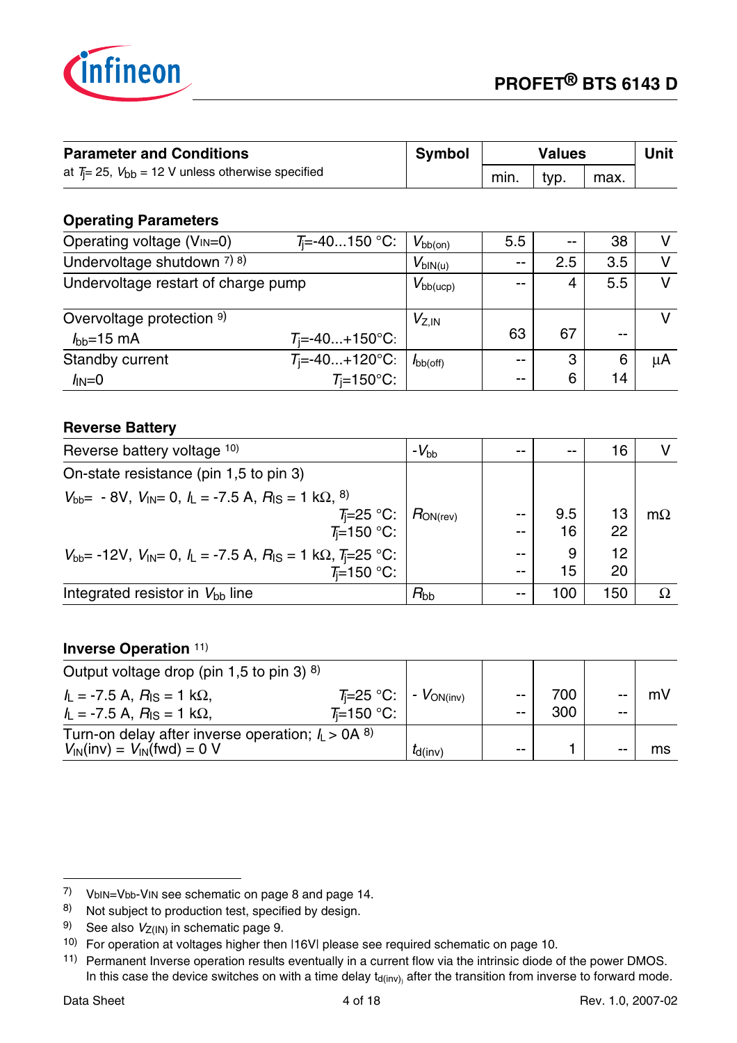| Parameter and Conditions at $T_j$= 25, $V_{bb}$ = 12 V unless otherwise specified | Symbol | Values | | | Unit |
|---|---|---|---|---|---|
| | | min. | typ. | max. | |
| **Operating Parameters** | | | | | |
| Operating voltage ($V_{IN}$=0) $T_j$=-40...150 °C: | $V_{bb(on)}$ | 5.5 | -- | 38 | V |
| Undervoltage shutdown [7) 8)] | $V_{bIN(u)}$ | -- | 2.5 | 3.5 | V |
| Undervoltage restart of charge pump | $V_{bb(ucp)}$ | -- | 4 | 5.5 | V |
| Overvoltage protection [9)] $I_{bb}$=15 mA $T_j$=-40...+150°C: | $V_{Z,IN}$ | 63 | 67 | -- | V |
| Standby current $I_{IN}$=0 $T_j$=-40...+120°C: | $I_{bb(off)}$ | -- | 3 | 6 | µA |
| $T_j$=150°C: | | -- | 6 | 14 | |
| **Reverse Battery** | | | | | |
| Reverse battery voltage [10)] | $-V_{bb}$ | -- | -- | 16 | V |
| On-state resistance (pin 1,5 to pin 3) $V_{bb}$= - 8V, $V_{IN}$= 0, $I_L$ = -7.5 A, $R_{IS}$ = 1 kΩ, [8)] $T_j$=25 °C: | $R_{ON(rev)}$ | -- | 9.5 | 13 | mΩ |
| $T_j$=150 °C: | | -- | 16 | 22 | |
| $V_{bb}$= -12V, $V_{IN}$= 0, $I_L$ = -7.5 A, $R_{IS}$ = 1 kΩ, $T_j$=25 °C: | | -- | 9 | 12 | |
| $T_j$=150 °C: | | -- | 15 | 20 | |
| Integrated resistor in $V_{bb}$ line | $R_{bb}$ | -- | 100 | 150 | Ω |
| **Inverse Operation** [11)] | | | | | |
| Output voltage drop (pin 1,5 to pin 3) [8)] $I_L$ = -7.5 A, $R_{IS}$ = 1 kΩ, $T_j$=25 °C: | $-V_{ON(inv)}$ | -- | 700 | -- | mV |
| $I_L$ = -7.5 A, $R_{IS}$ = 1 kΩ, $T_j$=150 °C: | | -- | 300 | -- | |
| Turn-on delay after inverse operation; $I_L$ > 0A [8)] $V_{IN}(inv)$ = $V_{IN}(fwd)$ = 0 V | $t_{d(inv)}$ | -- | 1 | -- | ms |

7) $V_{bIN}$=$V_{bb}$-$V_{IN}$ see schematic on page 8 and page 14.

8) Not subject to production test, specified by design.

9) See also $V_{Z(IN)}$ in schematic page 9.

10) For operation at voltages higher then |16V| please see required schematic on page 10.

11) Permanent Inverse operation results eventually in a current flow via the intrinsic diode of the power DMOS. In this case the device switches on with a time delay $t_{d(inv)}$, after the transition from inverse to forward mode.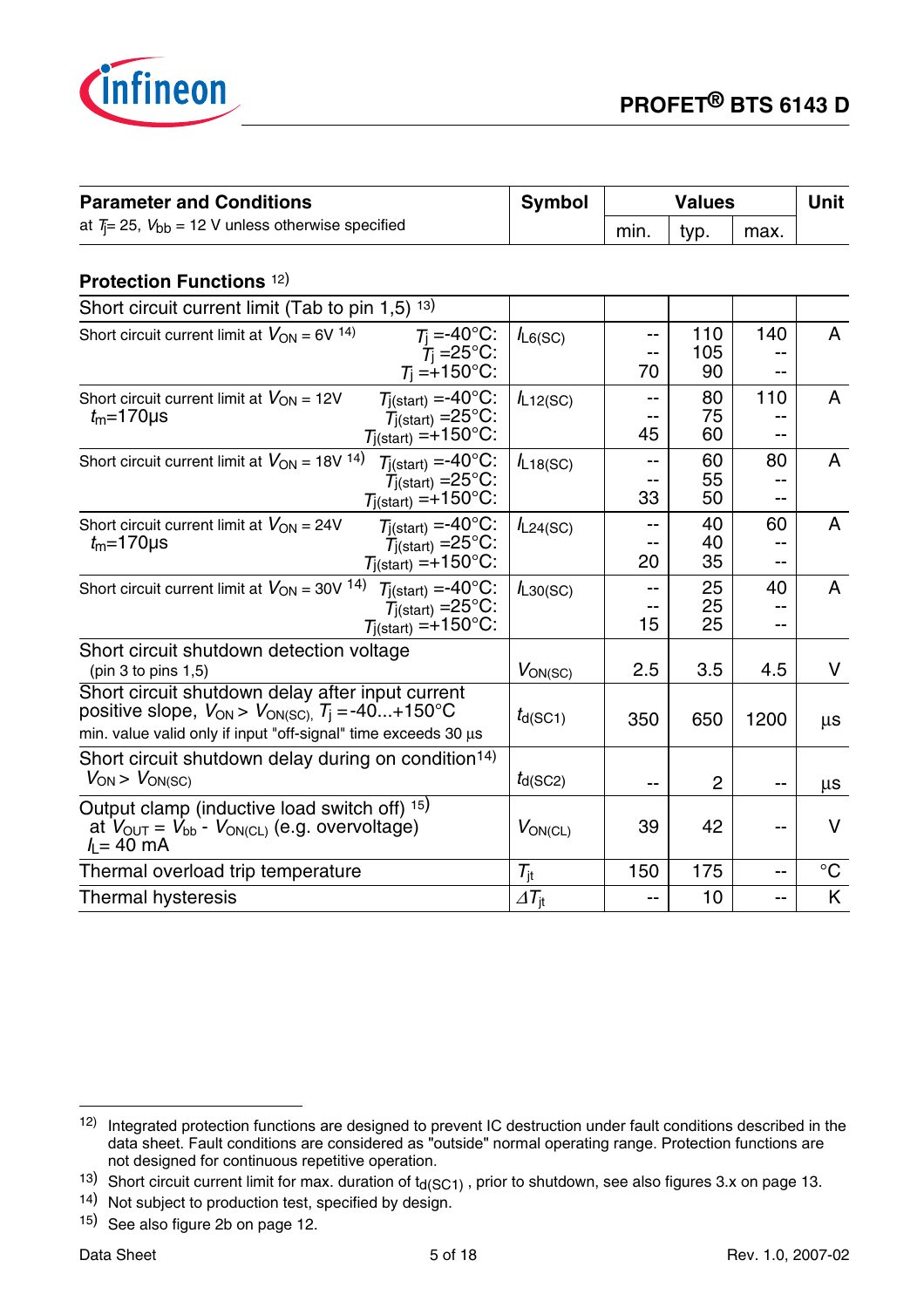| Parameter and Conditions<br>at $T_j$= 25, $V_{bb}$ = 12 V unless otherwise specified | | Symbol | Values | | | Unit |
|---|---|---|---|---|---|---|
| | | | min. | typ. | max. | |

**Protection Functions** [12)]

| | | | | | | |
|---|---|---|---|---|---|---|
| Short circuit current limit (Tab to pin 1,5) [13)] | | | | | | |
| Short circuit current limit at $V_{ON}$ = 6V [14)] | $T_j$ =-40°C:<br>$T_j$ =25°C:<br>$T_j$ =+150°C: | $I_{L6(SC)}$ | --<br>--<br>70 | 110<br>105<br>90 | 140<br>--<br>-- | A |
| Short circuit current limit at $V_{ON}$ = 12V<br>$t_m$=170µs | $T_{j(start)}$ =-40°C:<br>$T_{j(start)}$ =25°C:<br>$T_{j(start)}$ =+150°C: | $I_{L12(SC)}$ | --<br>--<br>45 | 80<br>75<br>60 | 110<br>--<br>-- | A |
| Short circuit current limit at $V_{ON}$ = 18V [14)] | $T_{j(start)}$ =-40°C:<br>$T_{j(start)}$ =25°C:<br>$T_{j(start)}$ =+150°C: | $I_{L18(SC)}$ | --<br>--<br>33 | 60<br>55<br>50 | 80<br>--<br>-- | A |
| Short circuit current limit at $V_{ON}$ = 24V<br>$t_m$=170µs | $T_{j(start)}$ =-40°C:<br>$T_{j(start)}$ =25°C:<br>$T_{j(start)}$ =+150°C: | $I_{L24(SC)}$ | --<br>--<br>20 | 40<br>40<br>35 | 60<br>--<br>-- | A |
| Short circuit current limit at $V_{ON}$ = 30V [14)] | $T_{j(start)}$ =-40°C:<br>$T_{j(start)}$ =25°C:<br>$T_{j(start)}$ =+150°C: | $I_{L30(SC)}$ | --<br>--<br>15 | 25<br>25<br>25 | 40<br>--<br>-- | A |
| Short circuit shutdown detection voltage<br>(pin 3 to pins 1,5) | | $V_{ON(SC)}$ | 2.5 | 3.5 | 4.5 | V |
| Short circuit shutdown delay after input current positive slope, $V_{ON} > V_{ON(SC)}$, $T_j$ =-40...+150°C<br>min. value valid only if input "off-signal" time exceeds 30 µs | | $t_{d(SC1)}$ | 350 | 650 | 1200 | µs |
| Short circuit shutdown delay during on condition[14)]<br>$V_{ON} > V_{ON(SC)}$ | | $t_{d(SC2)}$ | -- | 2 | -- | µs |
| Output clamp (inductive load switch off) [15)]<br>at $V_{OUT} = V_{bb} - V_{ON(CL)}$ (e.g. overvoltage)<br>$I_L$= 40 mA | | $V_{ON(CL)}$ | 39 | 42 | -- | V |
| Thermal overload trip temperature | | $T_{jt}$ | 150 | 175 | -- | °C |
| Thermal hysteresis | | $\Delta T_{jt}$ | -- | 10 | -- | K |

---

[12)] Integrated protection functions are designed to prevent IC destruction under fault conditions described in the data sheet. Fault conditions are considered as "outside" normal operating range. Protection functions are not designed for continuous repetitive operation.

[13)] Short circuit current limit for max. duration of $t_{d(SC1)}$ , prior to shutdown, see also figures 3.x on page 13.

[14)] Not subject to production test, specified by design.

[15)] See also figure 2b on page 12.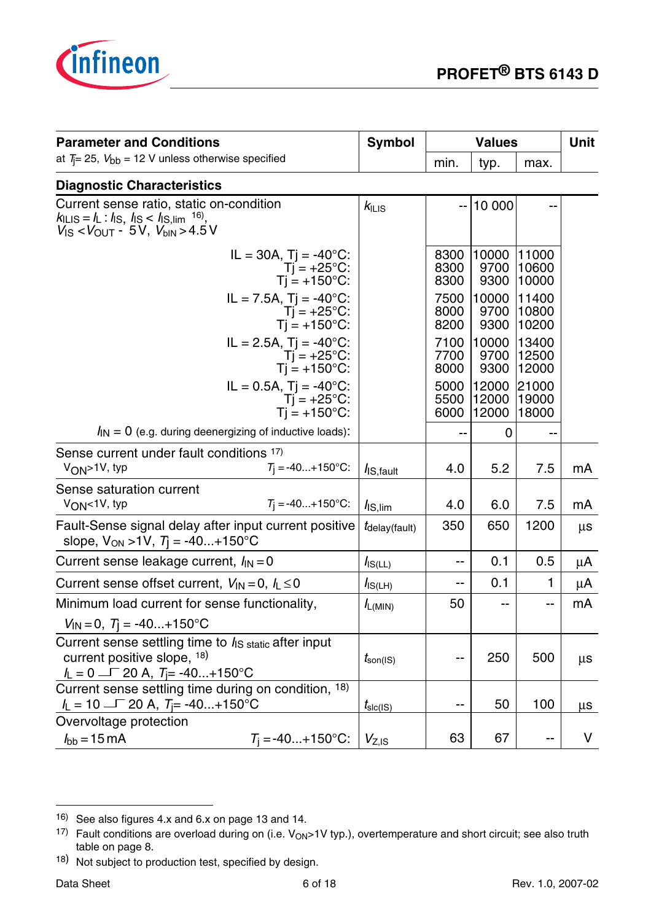| Parameter and Conditions<br>at $T_j$= 25, $V_{bb}$ = 12 V unless otherwise specified | Symbol | Values | | | Unit |
|---|---|---|---|---|---|
| | | min. | typ. | max. | |
| **Diagnostic Characteristics** | | | | | |
| Current sense ratio, static on-condition<br>$k_{ILIS} = I_L : I_{IS}$, $I_{IS} < I_{IS,lim}$ [16],<br>$V_{IS} < V_{OUT}$ - 5V, $V_{bIN}$ > 4.5 V | $k_{ILIS}$ | -- | 10 000 | -- | |
| IL = 30A, Tj = -40°C: | | 8300 | 10000 | 11000 | |
| Tj = +25°C: | | 8300 | 9700 | 10600 | |
| Tj = +150°C: | | 8300 | 9300 | 10000 | |
| IL = 7.5A, Tj = -40°C: | | 7500 | 10000 | 11400 | |
| Tj = +25°C: | | 8000 | 9700 | 10800 | |
| Tj = +150°C: | | 8200 | 9300 | 10200 | |
| IL = 2.5A, Tj = -40°C: | | 7100 | 10000 | 13400 | |
| Tj = +25°C: | | 7700 | 9700 | 12500 | |
| Tj = +150°C: | | 8000 | 9300 | 12000 | |
| IL = 0.5A, Tj = -40°C: | | 5000 | 12000 | 21000 | |
| Tj = +25°C: | | 5500 | 12000 | 19000 | |
| Tj = +150°C: | | 6000 | 12000 | 18000 | |
| $I_{IN}$ = 0 (e.g. during deenergizing of inductive loads): | | -- | 0 | -- | |
| Sense current under fault conditions [17]<br>$V_{ON}$>1V, typ $T_j$ = -40...+150°C: | $I_{IS,fault}$ | 4.0 | 5.2 | 7.5 | mA |
| Sense saturation current<br>$V_{ON}$<1V, typ $T_j$ = -40...+150°C: | $I_{IS,lim}$ | 4.0 | 6.0 | 7.5 | mA |
| Fault-Sense signal delay after input current positive slope, $V_{ON}$ >1V, $T_j$ = -40...+150°C | $t_{delay(fault)}$ | 350 | 650 | 1200 | µs |
| Current sense leakage current, $I_{IN}$ = 0 | $I_{IS(LL)}$ | -- | 0.1 | 0.5 | µA |
| Current sense offset current, $V_{IN}$ = 0, $I_L \leq 0$ | $I_{IS(LH)}$ | -- | 0.1 | 1 | µA |
| Minimum load current for sense functionality,<br>$V_{IN}$ = 0, $T_j$ = -40...+150°C | $I_{L(MIN)}$ | 50 | -- | -- | mA |
| Current sense settling time to $I_{IS\ static}$ after input current positive slope, [18]<br>$I_L$ = 0 ⟶ 20 A, $T_j$= -40...+150°C | $t_{son(IS)}$ | -- | 250 | 500 | µs |
| Current sense settling time during on condition, [18]<br>$I_L$ = 10 ⟶ 20 A, $T_j$= -40...+150°C | $t_{slc(IS)}$ | -- | 50 | 100 | µs |
| Overvoltage protection<br>$I_{bb}$ = 15 mA $T_j$ = -40...+150°C: | $V_{Z,IS}$ | 63 | 67 | -- | V |

[16] See also figures 4.x and 6.x on page 13 and 14.

[17] Fault conditions are overload during on (i.e. $V_{ON}$>1V typ.), overtemperature and short circuit; see also truth table on page 8.

[18] Not subject to production test, specified by design.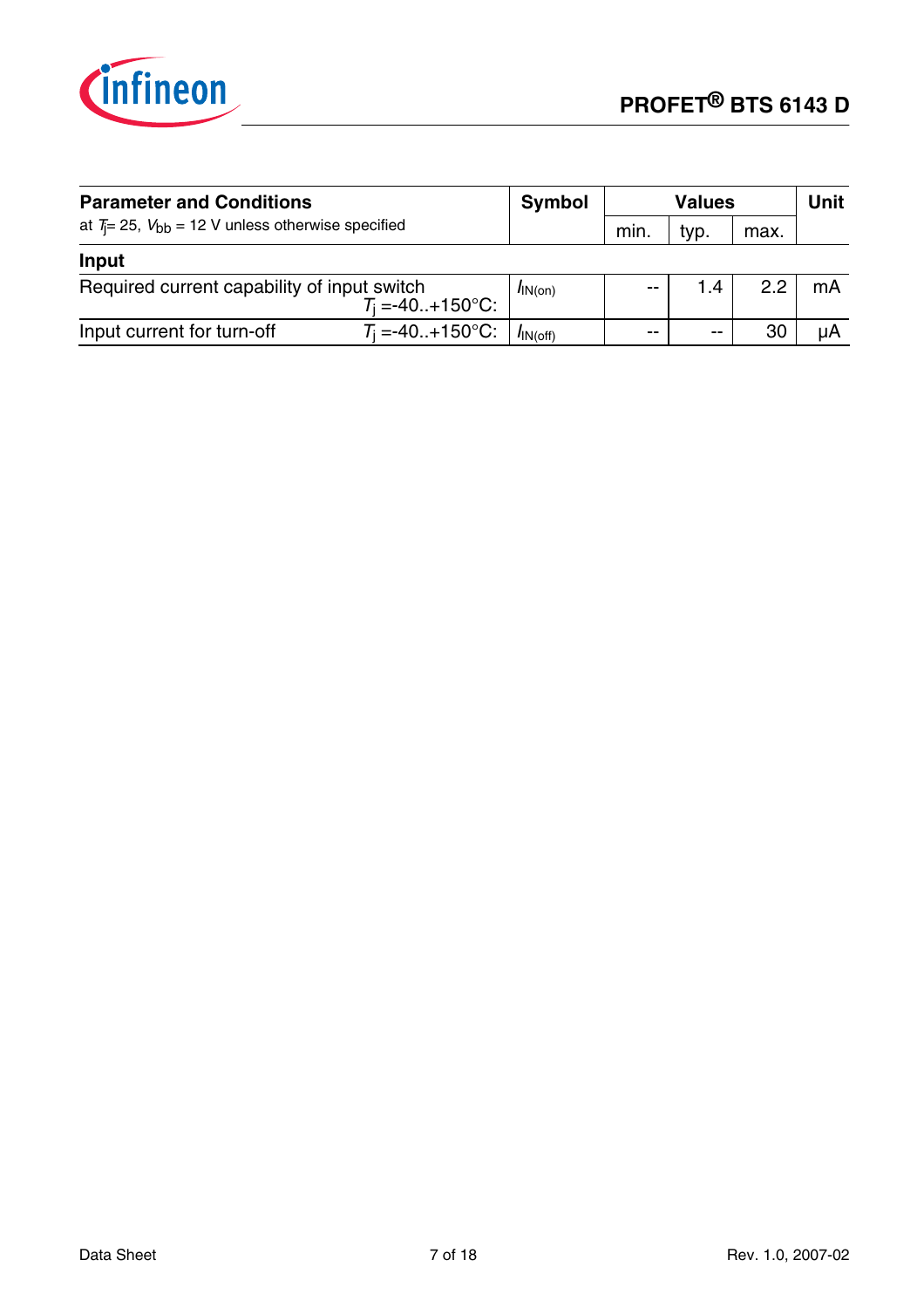| Parameter and Conditions<br>at $T_j$= 25, $V_{bb}$ = 12 V unless otherwise specified | Symbol | Values | | | Unit |
|---|---|---|---|---|---|
| | | min. | typ. | max. | |
| **Input** | | | | | |
| Required current capability of input switch $T_j$ =-40..+150°C: | $I_{IN(on)}$ | -- | 1.4 | 2.2 | mA |
| Input current for turn-off $T_j$ =-40..+150°C: | $I_{IN(off)}$ | -- | -- | 30 | µA |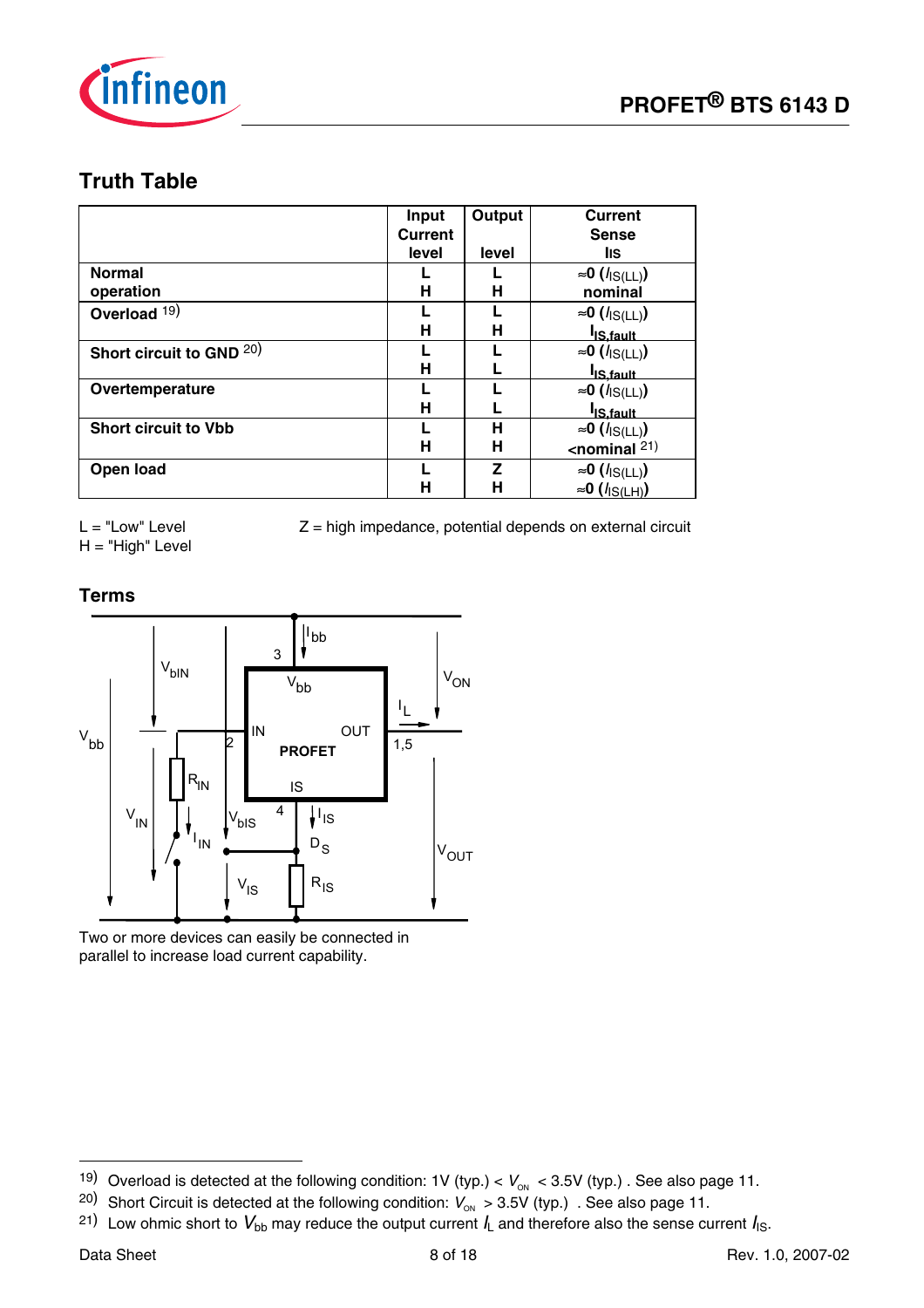## Truth Table

| | Input Current level | Output level | Current Sense $I_{IS}$ |
|---|---|---|---|
| **Normal operation** | **L**<br>**H** | **L**<br>**H** | **≈0 ($I_{IS(LL)}$)**<br>**nominal** |
| **Overload** [19] | **L**<br>**H** | **L**<br>**H** | **≈0 ($I_{IS(LL)}$)**<br>**$I_{IS,fault}$** |
| **Short circuit to GND** [20] | **L**<br>**H** | **L**<br>**L** | **≈0 ($I_{IS(LL)}$)**<br>**$I_{IS,fault}$** |
| **Overtemperature** | **L**<br>**H** | **L**<br>**L** | **≈0 ($I_{IS(LL)}$)**<br>**$I_{IS,fault}$** |
| **Short circuit to Vbb** | **L**<br>**H** | **H**<br>**H** | **≈0 ($I_{IS(LL)}$)**<br>**<nominal** [21] |
| **Open load** | **L**<br>**H** | **Z**<br>**H** | **≈0 ($I_{IS(LL)}$)**<br>**≈0 ($I_{IS(LH)}$)** |

L = "Low" Level
H = "High" Level

Z = high impedance, potential depends on external circuit

## Terms

$I_{bb}$
3
$V_{bIN}$
$V_{bb}$
$V_{ON}$
$I_L$
$V_{bb}$
IN
OUT
PROFET
2
1,5
$R_{IN}$
IS
$V_{IN}$
$I_{IN}$
$V_{bIS}$
4
$I_{IS}$
$D_S$
$V_{OUT}$
$V_{IS}$
$R_{IS}$

Two or more devices can easily be connected in parallel to increase load current capability.

---

19) Overload is detected at the following condition: 1V (typ.) < $V_{ON}$ < 3.5V (typ.) . See also page 11.

20) Short Circuit is detected at the following condition: $V_{ON}$ > 3.5V (typ.) . See also page 11.

21) Low ohmic short to $V_{bb}$ may reduce the output current $I_L$ and therefore also the sense current $I_{IS}$.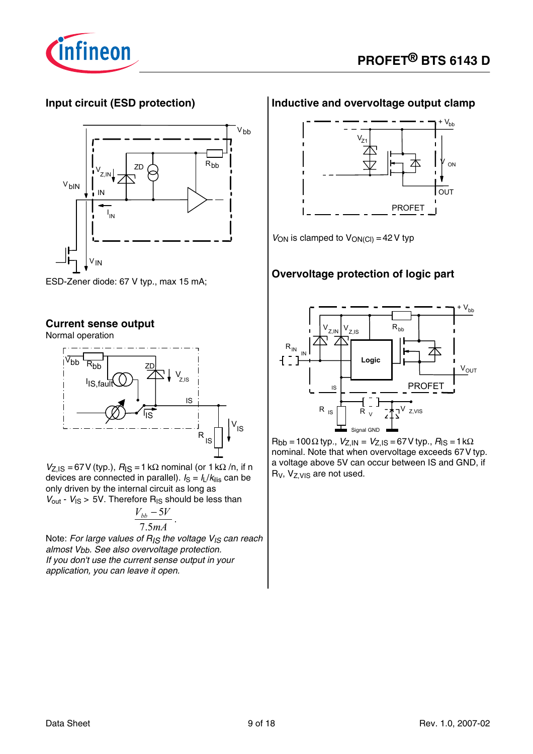## Input circuit (ESD protection)

ESD-Zener diode: 67 V typ., max 15 mA;

## Current sense output

Normal operation

$V_{Z,IS}$ = 67 V (typ.), $R_{IS}$ = 1 kΩ nominal (or 1 kΩ /n, if n devices are connected in parallel). $I_S = I_L / k_{ilis}$ can be only driven by the internal circuit as long as $V_{out}$ - $V_{IS}$ > 5V. Therefore $R_{IS}$ should be less than

$$\frac{V_{bb} - 5V}{7.5mA}.$$

Note: *For large values of $R_{IS}$ the voltage $V_{IS}$ can reach almost $V_{bb}$. See also overvoltage protection.*
*If you don't use the current sense output in your application, you can leave it open.*

## Inductive and overvoltage output clamp

$V_{ON}$ is clamped to $V_{ON(Cl)}$ = 42 V typ

## Overvoltage protection of logic part

$R_{bb}$ = 100 Ω typ., $V_{Z,IN}$ = $V_{Z,IS}$ = 67 V typ., $R_{IS}$ = 1 kΩ nominal. Note that when overvoltage exceeds 67 V typ. a voltage above 5V can occur between IS and GND, if $R_V$, $V_{Z,VIS}$ are not used.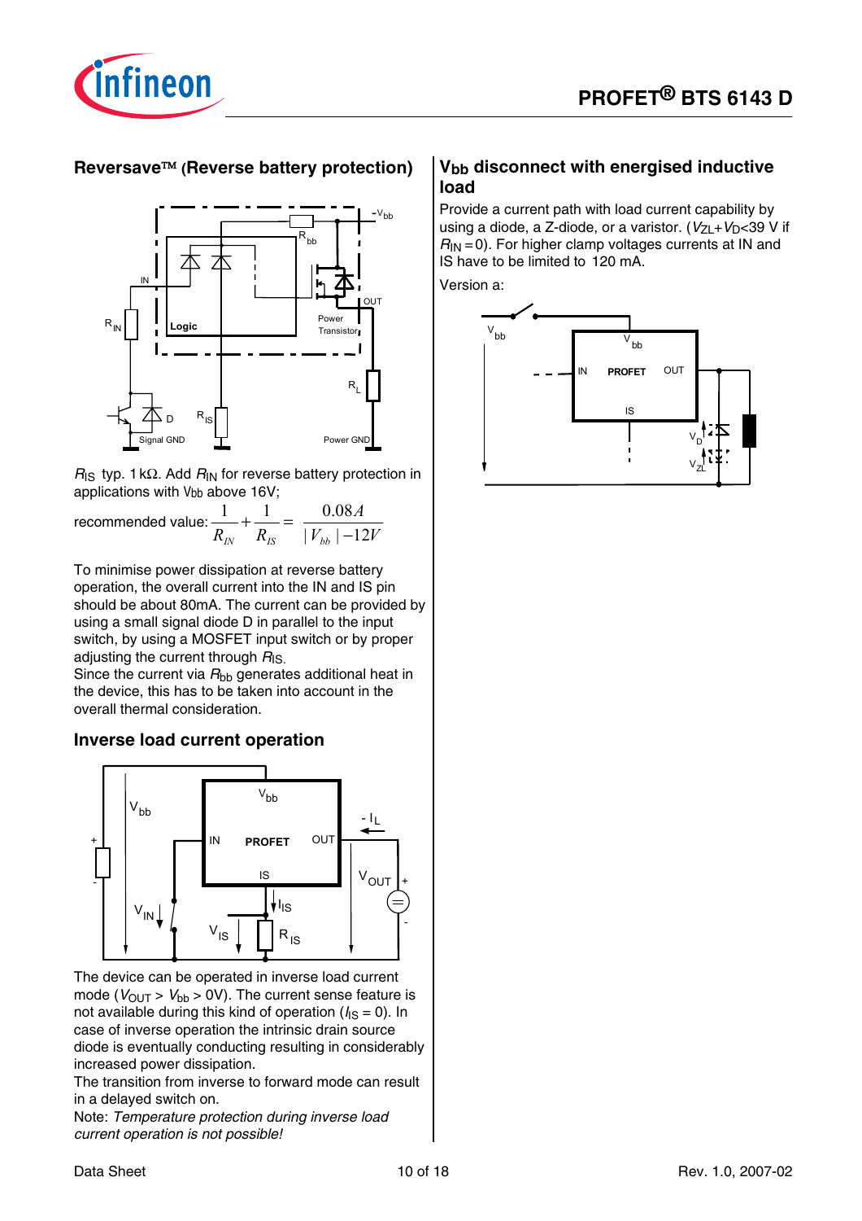## Reversave™ (Reverse battery protection)

-Vbb

R bb

IN

R IN

Logic

Power Transistor

OUT

R L

D

R IS

Signal GND

Power GND

$R_{IS}$ typ. 1 kΩ. Add $R_{IN}$ for reverse battery protection in applications with $V_{bb}$ above 16V;

recommended value: $\frac{1}{R_{IN}} + \frac{1}{R_{IS}} = \frac{0.08A}{|V_{bb}| - 12V}$

To minimise power dissipation at reverse battery operation, the overall current into the IN and IS pin should be about 80mA. The current can be provided by using a small signal diode D in parallel to the input switch, by using a MOSFET input switch or by proper adjusting the current through $R_{IS}$.
Since the current via $R_{bb}$ generates additional heat in the device, this has to be taken into account in the overall thermal consideration.

## Inverse load current operation

V bb

V bb

IN

PROFET

OUT

IS

- I L

V OUT

V IN

V IS

I IS

R IS

The device can be operated in inverse load current mode ($V_{OUT} > V_{bb} > 0V$). The current sense feature is not available during this kind of operation ($I_{IS} = 0$). In case of inverse operation the intrinsic drain source diode is eventually conducting resulting in considerably increased power dissipation.
The transition from inverse to forward mode can result in a delayed switch on.
Note: *Temperature protection during inverse load current operation is not possible!*

## $V_{bb}$ disconnect with energised inductive load

Provide a current path with load current capability by using a diode, a Z-diode, or a varistor. ($V_{ZL}+V_D$<39 V if $R_{IN}$ = 0). For higher clamp voltages currents at IN and IS have to be limited to 120 mA.

Version a:

V bb

V bb

IN

PROFET

OUT

IS

V D

V ZL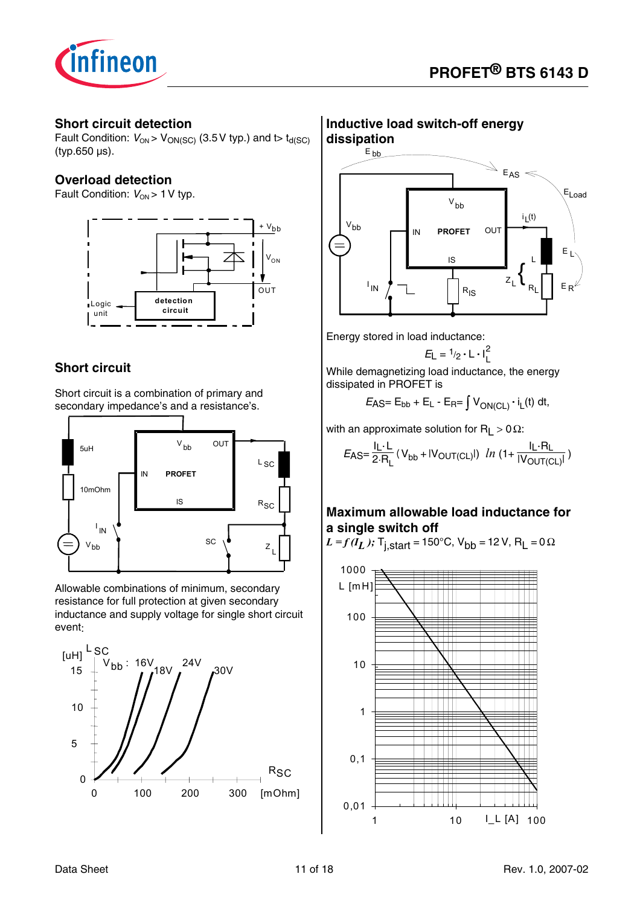## Short circuit detection

Fault Condition: $V_{ON} > V_{ON(SC)}$ (3.5 V typ.) and t> $t_{d(SC)}$ (typ.650 µs).

## Overload detection

Fault Condition: $V_{ON}$ > 1 V typ.

+ Vbb
VON
OUT
Logic unit
detection circuit

## Short circuit

Short circuit is a combination of primary and secondary impedance's and a resistance's.

5uH
10mOhm
Vbb
IN
PROFEET
OUT
IS
IIN
LSC
RSC
SC
ZL
Vbb

Allowable combinations of minimum, secondary resistance for full protection at given secondary inductance and supply voltage for single short circuit event:

[uH] LSC
Vbb : 16V 18V 24V 30V
15
10
5
0
0 100 200 300 [mOhm]
RSC

## Inductive load switch-off energy dissipation

Ebb
EAS
ELoad
Vbb
Vbb
IN
PROFET
OUT
IS
iL(t)
IIN
RIS
L
ZL
RL
EL
ER

Energy stored in load inductance:

$$E_L = \frac{1}{2} \cdot L \cdot I_L^2$$

While demagnetizing load inductance, the energy dissipated in PROFET is

$$E_{AS} = E_{bb} + E_L - E_R = \int V_{ON(CL)} \cdot i_L(t)\, dt,$$

with an approximate solution for $R_L > 0\,\Omega$:

$$E_{AS} = \frac{I_L \cdot L}{2 \cdot R_L} (V_{bb} + |V_{OUT(CL)}|)\ \ ln\left(1 + \frac{I_L \cdot R_L}{|V_{OUT(CL)}|}\right)$$

## Maximum allowable load inductance for a single switch off

$L = f(I_L)$; $T_{j,start}$ = 150°C, $V_{bb}$ = 12 V, $R_L$ = 0 Ω

1000
L [mH]
100
10
1
0,1
0,01
1 10 I_L [A] 100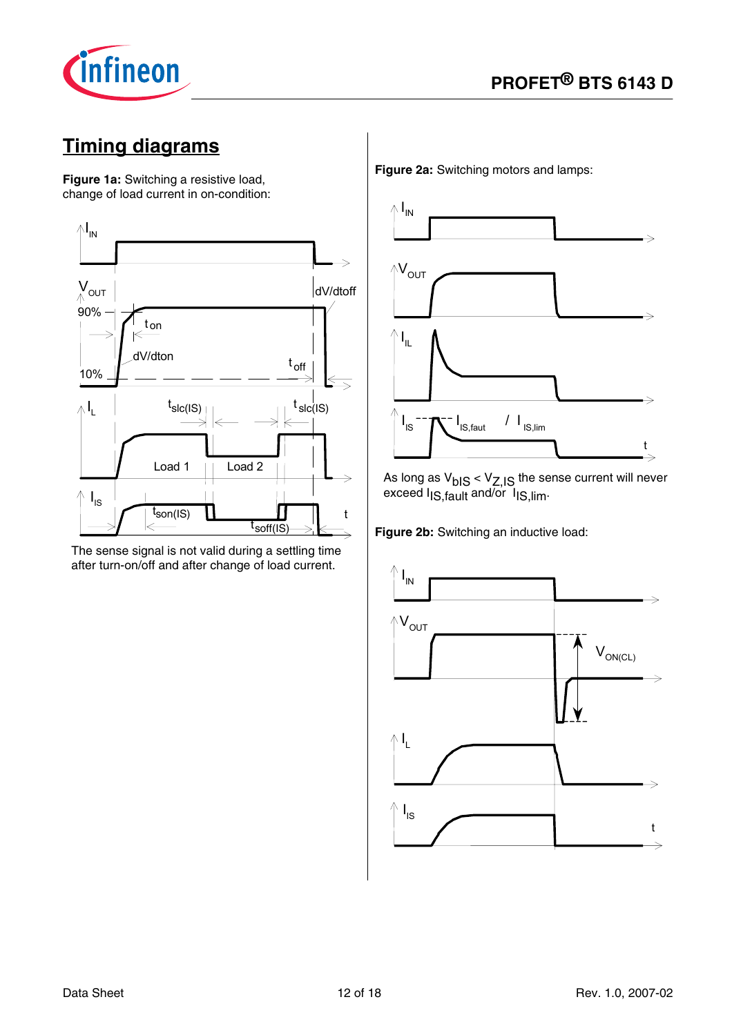## Timing diagrams

**Figure 1a:** Switching a resistive load, change of load current in on-condition:

$I_{IN}$

$V_{OUT}$

dV/dtoff

90%

t on

dV/dton

t off

10%

$I_L$

$t_{slc(IS)}$

$t_{slc(IS)}$

Load 1

Load 2

$I_{IS}$

$t_{son(IS)}$

t

$t_{soff(IS)}$

The sense signal is not valid during a settling time after turn-on/off and after change of load current.

**Figure 2a:** Switching motors and lamps:

$I_{IN}$

$V_{OUT}$

$I_{IL}$

$I_{IS}$

$I_{IS,faut}$ / $I_{IS,lim}$

t

As long as $V_{bIS} < V_{Z,IS}$ the sense current will never exceed $I_{IS,fault}$ and/or $I_{IS,lim}$.

**Figure 2b:** Switching an inductive load:

$I_{IN}$

$V_{OUT}$

$V_{ON(CL)}$

$I_L$

$I_{IS}$

t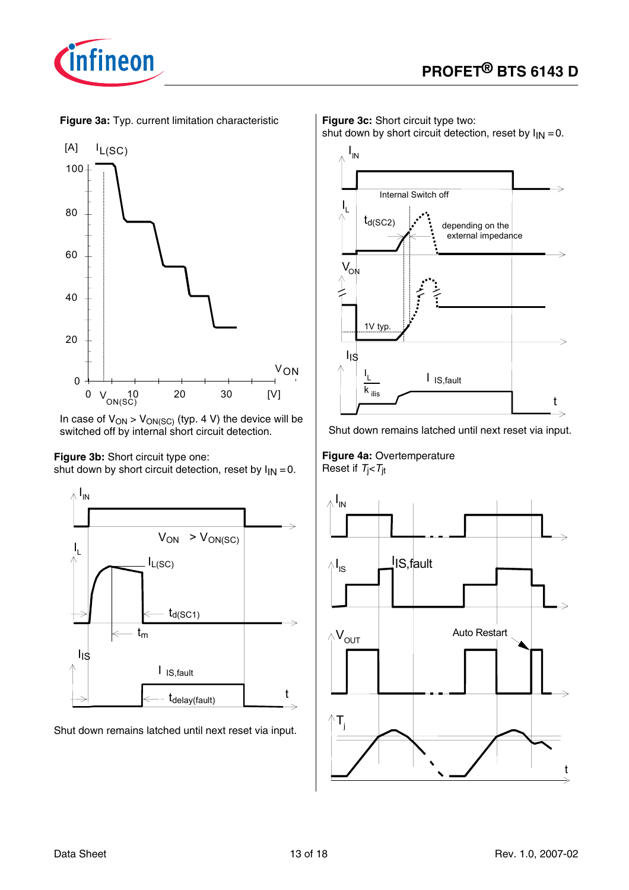**Figure 3a:** Typ. current limitation characteristic

[A] $I_{L(SC)}$

100

80

60

40

20

0

0 $V_{ON(SC)}$ 10 20 30 [V]

$V_{ON}$

In case of $V_{ON} > V_{ON(SC)}$ (typ. 4 V) the device will be switched off by internal short circuit detection.

**Figure 3b:** Short circuit type one:
shut down by short circuit detection, reset by $I_{IN} = 0$.

$I_{IN}$

$V_{ON} > V_{ON(SC)}$

$I_L$

$I_{L(SC)}$

$t_{d(SC1)}$

$t_m$

$I_{IS}$

$I_{IS,fault}$

$t_{delay(fault)}$

t

Shut down remains latched until next reset via input.

**Figure 3c:** Short circuit type two:
shut down by short circuit detection, reset by $I_{IN} = 0$.

$I_{IN}$

Internal Switch off

$I_L$

$t_{d(SC2)}$

depending on the external impedance

$V_{ON}$

1V typ.

$I_{IS}$

$\frac{I_L}{k_{ilis}}$

$I_{IS,fault}$

t

Shut down remains latched until next reset via input.

**Figure 4a:** Overtemperature
Reset if $T_j < T_{jt}$

$I_{IN}$

$I_{IS}$

$I_{IS,fault}$

$V_{OUT}$

Auto Restart

$T_j$

t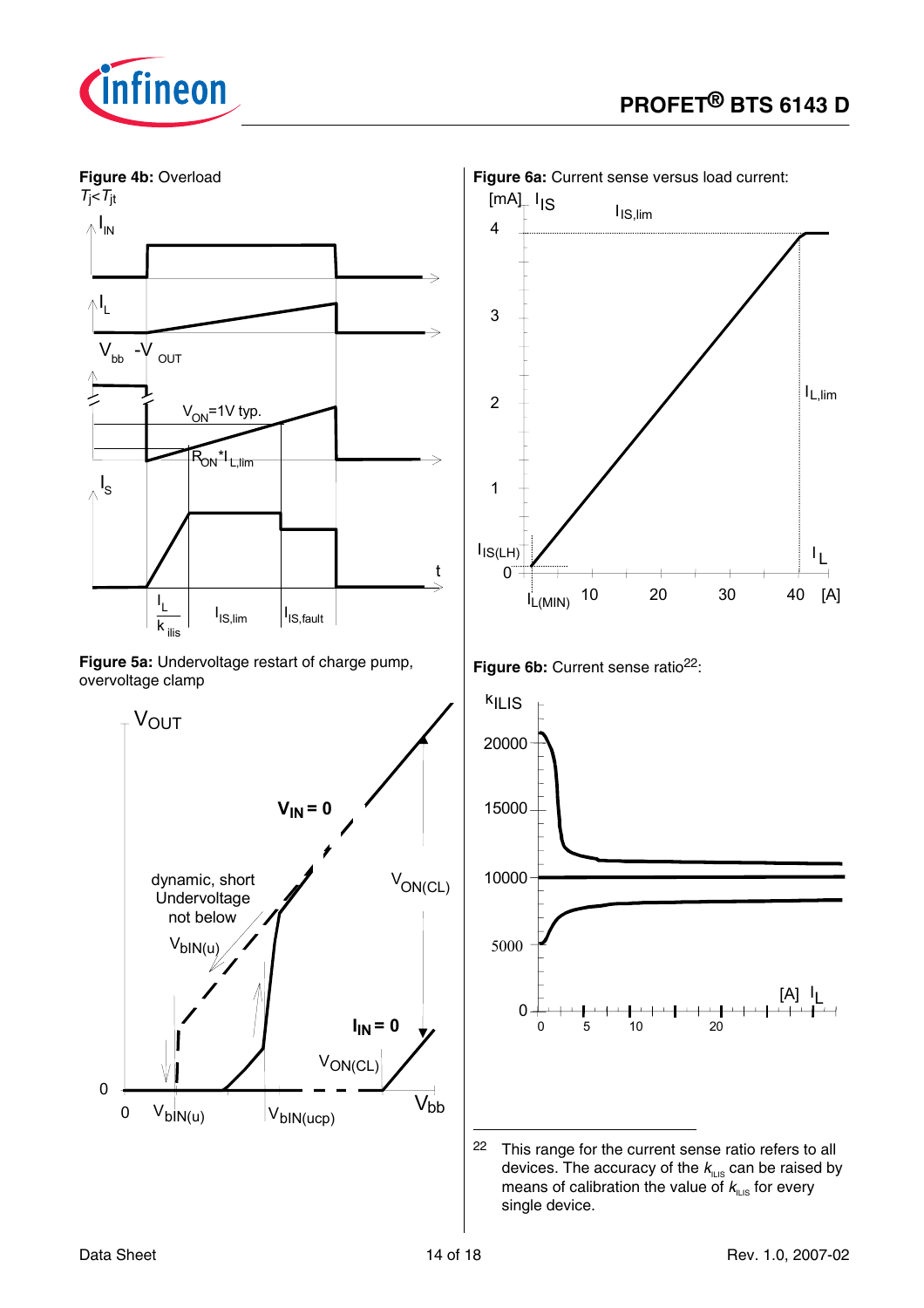**Figure 4b:** Overload

$T_j < T_{jt}$

$I_{IN}$

$I_L$

$V_{bb}$ - $V_{OUT}$

$V_{ON}$=1V typ.

$R_{ON}$*$I_{L,lim}$

$I_S$

t

$\frac{I_L}{k_{ilis}}$

$I_{IS,lim}$

$I_{IS,fault}$

**Figure 5a:** Undervoltage restart of charge pump, overvoltage clamp

$V_{OUT}$

$V_{IN}$ = 0

dynamic, short Undervoltage not below $V_{bIN(u)}$

$V_{ON(CL)}$

$I_{IN}$ = 0

$V_{ON(CL)}$

0

0 $V_{bIN(u)}$ $V_{bIN(ucp)}$ $V_{bb}$

**Figure 6a:** Current sense versus load current:

[mA] $I_{IS}$

$I_{IS,lim}$

4

3

2

1

$I_{IS(LH)}$

0

$I_{L,lim}$

$I_L$

$I_{L(MIN)}$ 10 20 30 40 [A]

**Figure 6b:** Current sense ratio[22]:

$k_{ILIS}$

20000

15000

10000

5000

0

[A] $I_L$

0 5 10 20

---

[22] This range for the current sense ratio refers to all devices. The accuracy of the $k_{ILIS}$ can be raised by means of calibration the value of $k_{ILIS}$ for every single device.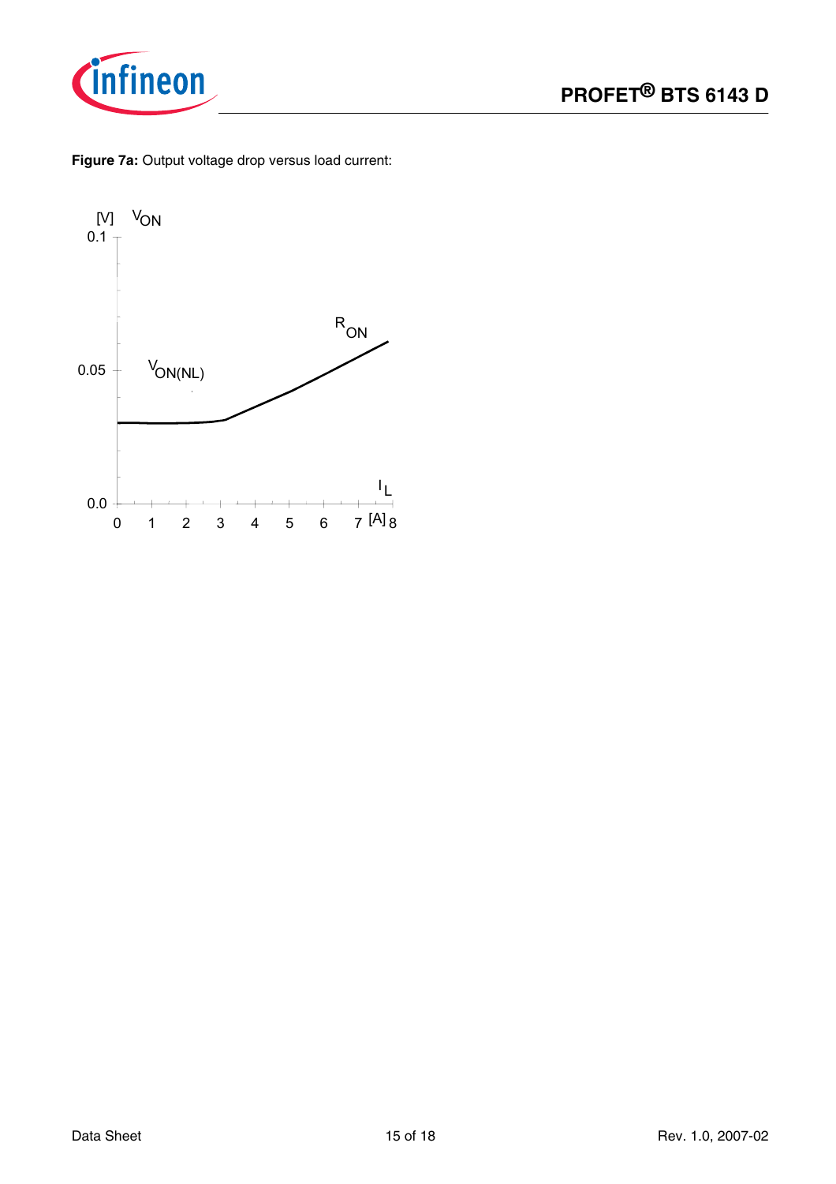**Figure 7a:** Output voltage drop versus load current:

[V] $V_{ON}$

0.1

0.05

0.0

$V_{ON(NL)}$

$R_{ON}$

$I_L$

0 1 2 3 4 5 6 7 [A] 8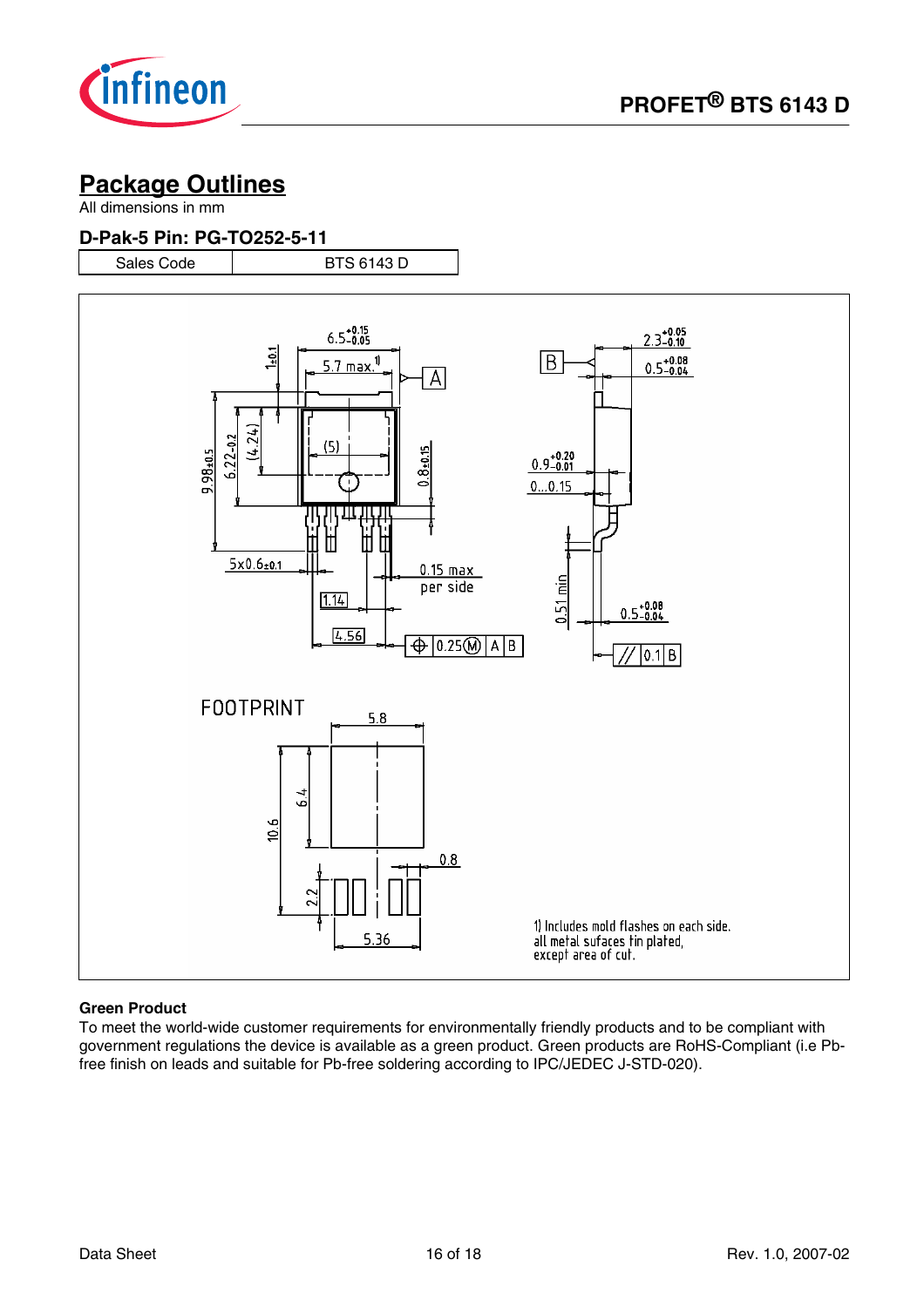## Package Outlines

All dimensions in mm

### D-Pak-5 Pin: PG-TO252-5-11

| Sales Code | BTS 6143 D |
| --- | --- |

6.5 +0.15 −0.05

5.7 max.[1]

1±0.1

A

B

2.3 +0.05 −0.10

0.5 +0.08 −0.04

(4.24)

(5)

9.98±0.5

6.22−0.2

0.8±0.15

0.9 +0.20 −0.01

0...0.15

5x0.6±0.1

0.15 max per side

1.14

4.56

0.25 M A B

0.51 min

0.5 +0.08 −0.04

// 0.1 B

FOOTPRINT

5.8

6.4

10.6

0.8

2.2

5.36

1) Includes mold flashes on each side.
all metal sufaces tin plated,
except area of cut.

**Green Product**

To meet the world-wide customer requirements for environmentally friendly products and to be compliant with government regulations the device is available as a green product. Green products are RoHS-Compliant (i.e Pb-free finish on leads and suitable for Pb-free soldering according to IPC/JEDEC J-STD-020).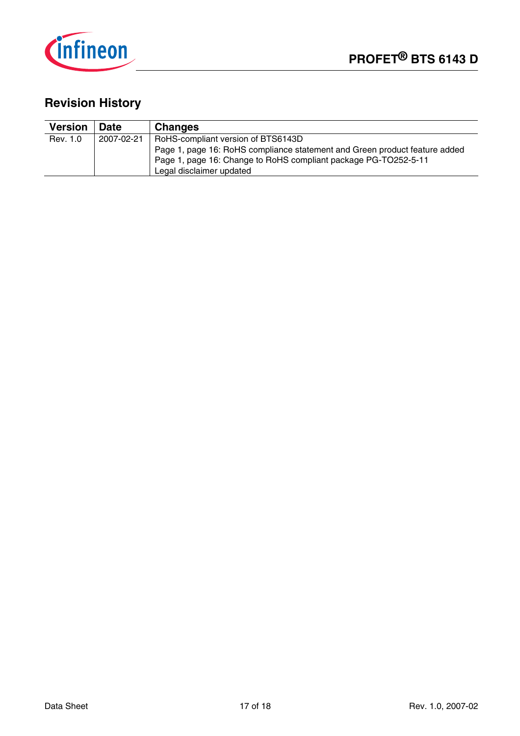## Revision History

| Version | Date | Changes |
|---|---|---|
| Rev. 1.0 | 2007-02-21 | RoHS-compliant version of BTS6143D<br>Page 1, page 16: RoHS compliance statement and Green product feature added<br>Page 1, page 16: Change to RoHS compliant package PG-TO252-5-11<br>Legal disclaimer updated |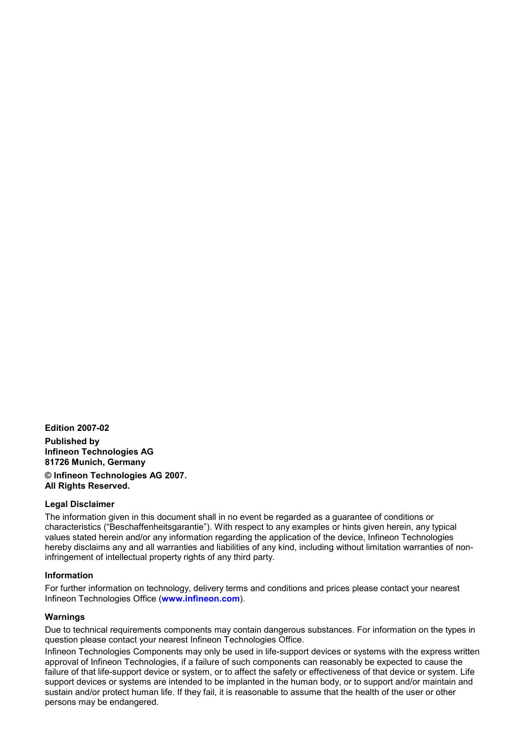**Edition 2007-02**

**Published by**
**Infineon Technologies AG**
**81726 Munich, Germany**

**© Infineon Technologies AG 2007.**
**All Rights Reserved.**

#### Legal Disclaimer

The information given in this document shall in no event be regarded as a guarantee of conditions or characteristics ("Beschaffenheitsgarantie"). With respect to any examples or hints given herein, any typical values stated herein and/or any information regarding the application of the device, Infineon Technologies hereby disclaims any and all warranties and liabilities of any kind, including without limitation warranties of non-infringement of intellectual property rights of any third party.

#### Information

For further information on technology, delivery terms and conditions and prices please contact your nearest Infineon Technologies Office (**www.infineon.com**).

#### Warnings

Due to technical requirements components may contain dangerous substances. For information on the types in question please contact your nearest Infineon Technologies Office.

Infineon Technologies Components may only be used in life-support devices or systems with the express written approval of Infineon Technologies, if a failure of such components can reasonably be expected to cause the failure of that life-support device or system, or to affect the safety or effectiveness of that device or system. Life support devices or systems are intended to be implanted in the human body, or to support and/or maintain and sustain and/or protect human life. If they fail, it is reasonable to assume that the health of the user or other persons may be endangered.